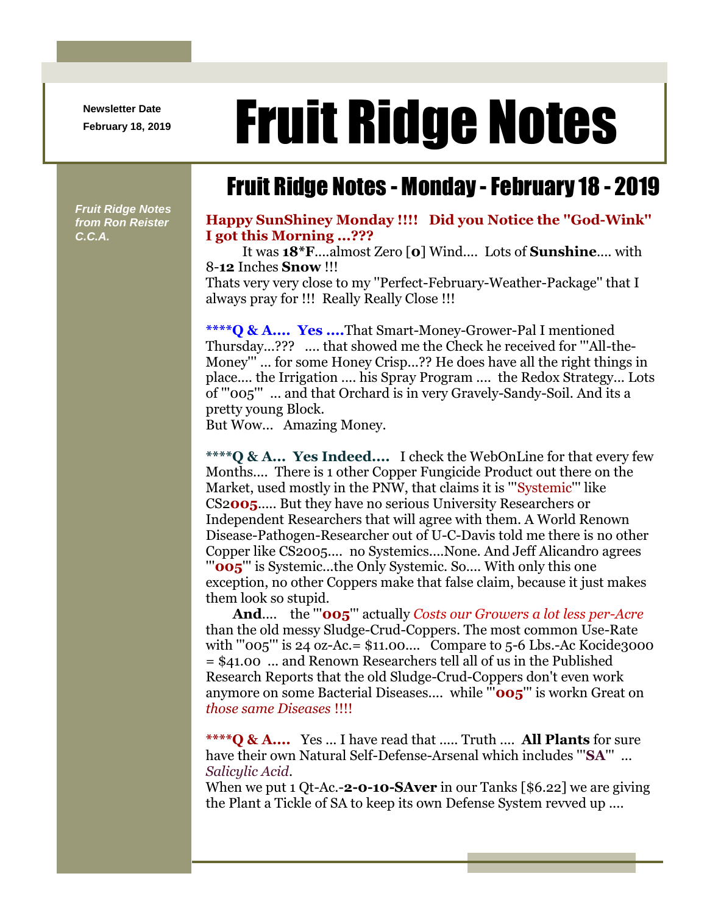Newsletter Date
February 18, 2019

# Fruit Ridge Notes

*Fruit Ridge Notes from Ron Reister C.C.A.*

## Fruit Ridge Notes - Monday - February 18 - 2019

**Happy SunShiney Monday !!!! Did you Notice the "God-Wink" I got this Morning ...???**

It was **18*F**....almost Zero [**0**] Wind.... Lots of **Sunshine**.... with 8-**12** Inches **Snow** !!!
Thats very very close to my "Perfect-February-Weather-Package" that I always pray for !!! Really Really Close !!!

**\*\*\*\*Q & A.... Yes ....**That Smart-Money-Grower-Pal I mentioned Thursday...??? .... that showed me the Check he received for '"All-the-Money"' ... for some Honey Crisp...?? He does have all the right things in place.... the Irrigation .... his Spray Program .... the Redox Strategy... Lots of '"005"' ... and that Orchard is in very Gravely-Sandy-Soil. And its a pretty young Block.
But Wow... Amazing Money.

**\*\*\*\*Q & A... Yes Indeed....** I check the WebOnLine for that every few Months.... There is 1 other Copper Fungicide Product out there on the Market, used mostly in the PNW, that claims it is '"Systemic"' like CS2**005**..... But they have no serious University Researchers or Independent Researchers that will agree with them. A World Renown Disease-Pathogen-Researcher out of U-C-Davis told me there is no other Copper like CS2005.... no Systemics....None. And Jeff Alicandro agrees '"**005**"' is Systemic...the Only Systemic. So.... With only this one exception, no other Coppers make that false claim, because it just makes them look so stupid.

**And**.... the '"**005**"' actually *Costs our Growers a lot less per-Acre* than the old messy Sludge-Crud-Coppers. The most common Use-Rate with '"005"' is 24 oz-Ac.= $11.00.... Compare to 5-6 Lbs.-Ac Kocide3000 = $41.00 ... and Renown Researchers tell all of us in the Published Research Reports that the old Sludge-Crud-Coppers don't even work anymore on some Bacterial Diseases.... while '"**005**"' is workn Great on *those same Diseases* !!!!

**\*\*\*\*Q & A....** Yes ... I have read that ..... Truth .... **All Plants** for sure have their own Natural Self-Defense-Arsenal which includes '"**SA**"' ... *Salicylic Acid*.
When we put 1 Qt-Ac.-**2-0-10-SAver** in our Tanks [$6.22] we are giving the Plant a Tickle of SA to keep its own Defense System revved up ....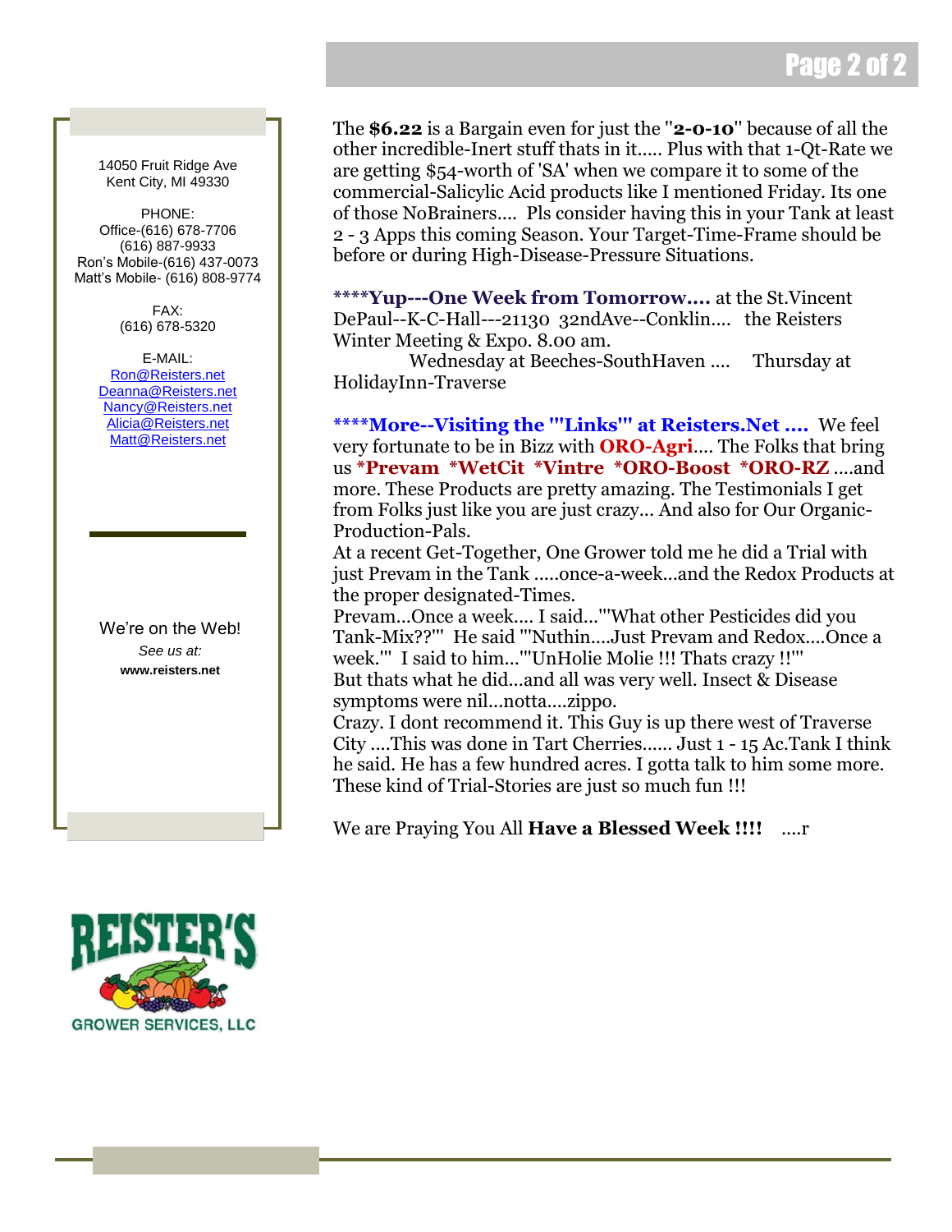14050 Fruit Ridge Ave
Kent City, MI 49330

PHONE:
Office-(616) 678-7706
(616) 887-9933
Ron's Mobile-(616) 437-0073
Matt's Mobile- (616) 808-9774

FAX:
(616) 678-5320

E-MAIL:
Ron@Reisters.net
Deanna@Reisters.net
Nancy@Reisters.net
Alicia@Reisters.net
Matt@Reisters.net

We're on the Web!
*See us at:*
**www.reisters.net**

The **$6.22** is a Bargain even for just the "**2-0-10**" because of all the other incredible-Inert stuff thats in it..... Plus with that 1-Qt-Rate we are getting $54-worth of 'SA' when we compare it to some of the commercial-Salicylic Acid products like I mentioned Friday. Its one of those NoBrainers.... Pls consider having this in your Tank at least 2 - 3 Apps this coming Season. Your Target-Time-Frame should be before or during High-Disease-Pressure Situations.

**\*\*\*\*Yup---One Week from Tomorrow....** at the St.Vincent DePaul--K-C-Hall---21130 32ndAve--Conklin.... the Reisters Winter Meeting & Expo. 8.00 am.
Wednesday at Beeches-SouthHaven .... Thursday at HolidayInn-Traverse

**\*\*\*\*More--Visiting the '"Links"' at Reisters.Net ....** We feel very fortunate to be in Bizz with **ORO-Agri**.... The Folks that bring us **\*Prevam \*WetCit \*Vintre \*ORO-Boost \*ORO-RZ** ....and more. These Products are pretty amazing. The Testimonials I get from Folks just like you are just crazy... And also for Our Organic-Production-Pals.
At a recent Get-Together, One Grower told me he did a Trial with just Prevam in the Tank .....once-a-week...and the Redox Products at the proper designated-Times.
Prevam...Once a week.... I said...'"What other Pesticides did you Tank-Mix??"' He said '"Nuthin....Just Prevam and Redox....Once a week."' I said to him...'"UnHolie Molie !!! Thats crazy !!"'
But thats what he did...and all was very well. Insect & Disease symptoms were nil...notta....zippo.
Crazy. I dont recommend it. This Guy is up there west of Traverse City ....This was done in Tart Cherries...... Just 1 - 15 Ac.Tank I think he said. He has a few hundred acres. I gotta talk to him some more. These kind of Trial-Stories are just so much fun !!!

We are Praying You All **Have a Blessed Week !!!!** ....r

REISTER'S
GROWER SERVICES, LLC